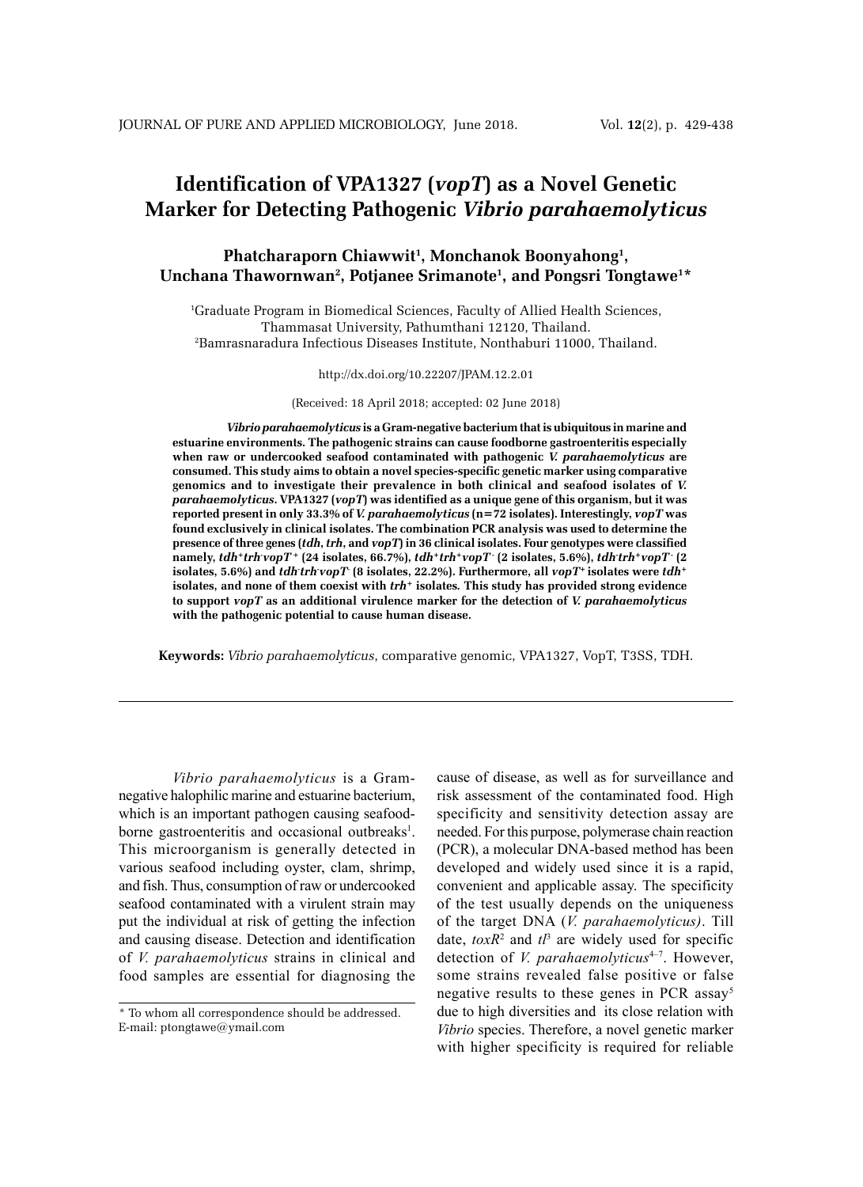# Identification of VPA1327 (*vopT*) as a Novel Genetic Marker for Detecting Pathogenic *Vibrio parahaemolyticus*

**Phatcharaporn Chiawwit[1], Monchanok Boonyahong[1], Unchana Thawornwan[2], Potjanee Srimanote[1], and Pongsri Tongtawe[1]***

[1]Graduate Program in Biomedical Sciences, Faculty of Allied Health Sciences, Thammasat University, Pathumthani 12120, Thailand.
[2]Bamrasnaradura Infectious Diseases Institute, Nonthaburi 11000, Thailand.

http://dx.doi.org/10.22207/JPAM.12.2.01

(Received: 18 April 2018; accepted: 02 June 2018)

**_Vibrio parahaemolyticus_ is a Gram-negative bacterium that is ubiquitous in marine and estuarine environments. The pathogenic strains can cause foodborne gastroenteritis especially when raw or undercooked seafood contaminated with pathogenic _V. parahaemolyticus_ are consumed. This study aims to obtain a novel species-specific genetic marker using comparative genomics and to investigate their prevalence in both clinical and seafood isolates of _V. parahaemolyticus_. VPA1327 (_vopT_) was identified as a unique gene of this organism, but it was reported present in only 33.3% of _V. parahaemolyticus_ (n=72 isolates). Interestingly, _vopT_ was found exclusively in clinical isolates. The combination PCR analysis was used to determine the presence of three genes (_tdh_, _trh_, and _vopT_) in 36 clinical isolates. Four genotypes were classified namely, _tdh_$^+$_trh_$^-$_vopT_$^+$ (24 isolates, 66.7%), _tdh_$^+$_trh_$^+$_vopT_$^-$ (2 isolates, 5.6%), _tdh_$^-$_trh_$^+$_vopT_$^-$ (2 isolates, 5.6%) and _tdh_$^-$_trh_$^-$_vopT_$^-$ (8 isolates, 22.2%). Furthermore, all _vopT_$^+$ isolates were _tdh_$^+$ isolates, and none of them coexist with _trh_$^+$ isolates. This study has provided strong evidence to support _vopT_ as an additional virulence marker for the detection of _V. parahaemolyticus_ with the pathogenic potential to cause human disease.**

**Keywords:** *Vibrio parahaemolyticus*, comparative genomic, VPA1327, VopT, T3SS, TDH.

---

*Vibrio parahaemolyticus* is a Gram-negative halophilic marine and estuarine bacterium, which is an important pathogen causing seafood-borne gastroenteritis and occasional outbreaks[1]. This microorganism is generally detected in various seafood including oyster, clam, shrimp, and fish. Thus, consumption of raw or undercooked seafood contaminated with a virulent strain may put the individual at risk of getting the infection and causing disease. Detection and identification of *V. parahaemolyticus* strains in clinical and food samples are essential for diagnosing the cause of disease, as well as for surveillance and risk assessment of the contaminated food. High specificity and sensitivity detection assay are needed. For this purpose, polymerase chain reaction (PCR), a molecular DNA-based method has been developed and widely used since it is a rapid, convenient and applicable assay. The specificity of the test usually depends on the uniqueness of the target DNA (*V. parahaemolyticus)*. Till date, *toxR*[2] and *tl*[3] are widely used for specific detection of *V. parahaemolyticus*[4–7]. However, some strains revealed false positive or false negative results to these genes in PCR assay[5] due to high diversities and its close relation with *Vibrio* species. Therefore, a novel genetic marker with higher specificity is required for reliable

\* To whom all correspondence should be addressed.
E-mail: ptongtawe@ymail.com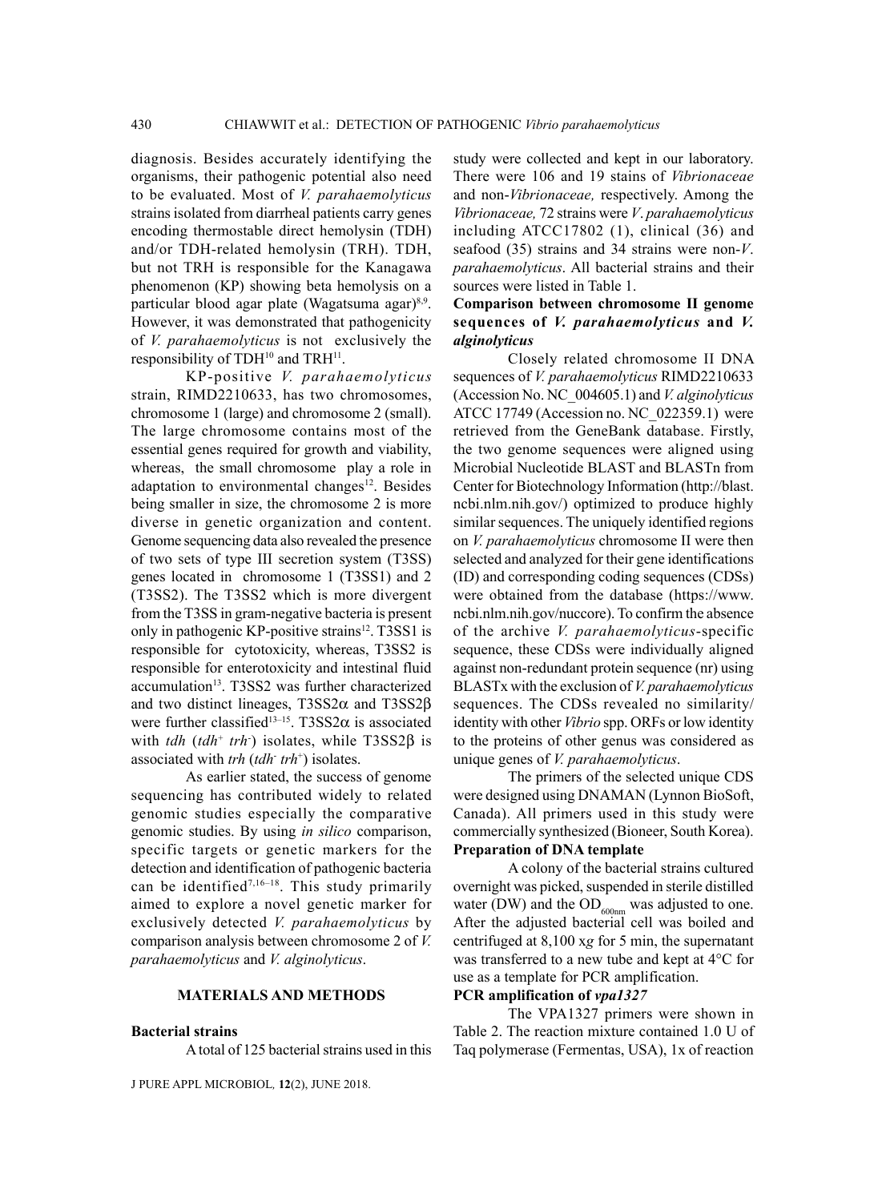diagnosis. Besides accurately identifying the organisms, their pathogenic potential also need to be evaluated. Most of *V. parahaemolyticus* strains isolated from diarrheal patients carry genes encoding thermostable direct hemolysin (TDH) and/or TDH-related hemolysin (TRH). TDH, but not TRH is responsible for the Kanagawa phenomenon (KP) showing beta hemolysis on a particular blood agar plate (Wagatsuma agar)[8,9]. However, it was demonstrated that pathogenicity of *V. parahaemolyticus* is not exclusively the responsibility of TDH[10] and TRH[11].

KP-positive *V. parahaemolyticus* strain, RIMD2210633, has two chromosomes, chromosome 1 (large) and chromosome 2 (small). The large chromosome contains most of the essential genes required for growth and viability, whereas, the small chromosome play a role in adaptation to environmental changes[12]. Besides being smaller in size, the chromosome 2 is more diverse in genetic organization and content. Genome sequencing data also revealed the presence of two sets of type III secretion system (T3SS) genes located in chromosome 1 (T3SS1) and 2 (T3SS2). The T3SS2 which is more divergent from the T3SS in gram-negative bacteria is present only in pathogenic KP-positive strains[12]. T3SS1 is responsible for cytotoxicity, whereas, T3SS2 is responsible for enterotoxicity and intestinal fluid accumulation[13]. T3SS2 was further characterized and two distinct lineages, T3SS2α and T3SS2β were further classified[13–15]. T3SS2α is associated with *tdh* (*tdh*$^{+}$ *trh*$^{-}$) isolates, while T3SS2β is associated with *trh* (*tdh*$^{-}$ *trh*$^{+}$) isolates.

As earlier stated, the success of genome sequencing has contributed widely to related genomic studies especially the comparative genomic studies. By using *in silico* comparison, specific targets or genetic markers for the detection and identification of pathogenic bacteria can be identified[7,16–18]. This study primarily aimed to explore a novel genetic marker for exclusively detected *V. parahaemolyticus* by comparison analysis between chromosome 2 of *V. parahaemolyticus* and *V. alginolyticus*.

## MATERIALS AND METHODS

### Bacterial strains

A total of 125 bacterial strains used in this study were collected and kept in our laboratory. There were 106 and 19 stains of *Vibrionaceae* and non-*Vibrionaceae,* respectively. Among the *Vibrionaceae,* 72 strains were *V*. *parahaemolyticus* including ATCC17802 (1), clinical (36) and seafood (35) strains and 34 strains were non-*V*. *parahaemolyticus*. All bacterial strains and their sources were listed in Table 1.

### Comparison between chromosome II genome sequences of *V. parahaemolyticus* and *V. alginolyticus*

Closely related chromosome II DNA sequences of *V. parahaemolyticus* RIMD2210633 (Accession No. NC_004605.1) and *V. alginolyticus* ATCC 17749 (Accession no. NC_022359.1) were retrieved from the GeneBank database. Firstly, the two genome sequences were aligned using Microbial Nucleotide BLAST and BLASTn from Center for Biotechnology Information (http://blast.ncbi.nlm.nih.gov/) optimized to produce highly similar sequences. The uniquely identified regions on *V. parahaemolyticus* chromosome II were then selected and analyzed for their gene identifications (ID) and corresponding coding sequences (CDSs) were obtained from the database (https://www.ncbi.nlm.nih.gov/nuccore). To confirm the absence of the archive *V. parahaemolyticus*-specific sequence, these CDSs were individually aligned against non-redundant protein sequence (nr) using BLASTx with the exclusion of *V. parahaemolyticus* sequences. The CDSs revealed no similarity/identity with other *Vibrio* spp. ORFs or low identity to the proteins of other genus was considered as unique genes of *V. parahaemolyticus*.

The primers of the selected unique CDS were designed using DNAMAN (Lynnon BioSoft, Canada). All primers used in this study were commercially synthesized (Bioneer, South Korea).

### Preparation of DNA template

A colony of the bacterial strains cultured overnight was picked, suspended in sterile distilled water (DW) and the $OD_{600nm}$ was adjusted to one. After the adjusted bacterial cell was boiled and centrifuged at 8,100 x*g* for 5 min, the supernatant was transferred to a new tube and kept at 4°C for use as a template for PCR amplification.

### PCR amplification of *vpa1327*

The VPA1327 primers were shown in Table 2. The reaction mixture contained 1.0 U of Taq polymerase (Fermentas, USA), 1x of reaction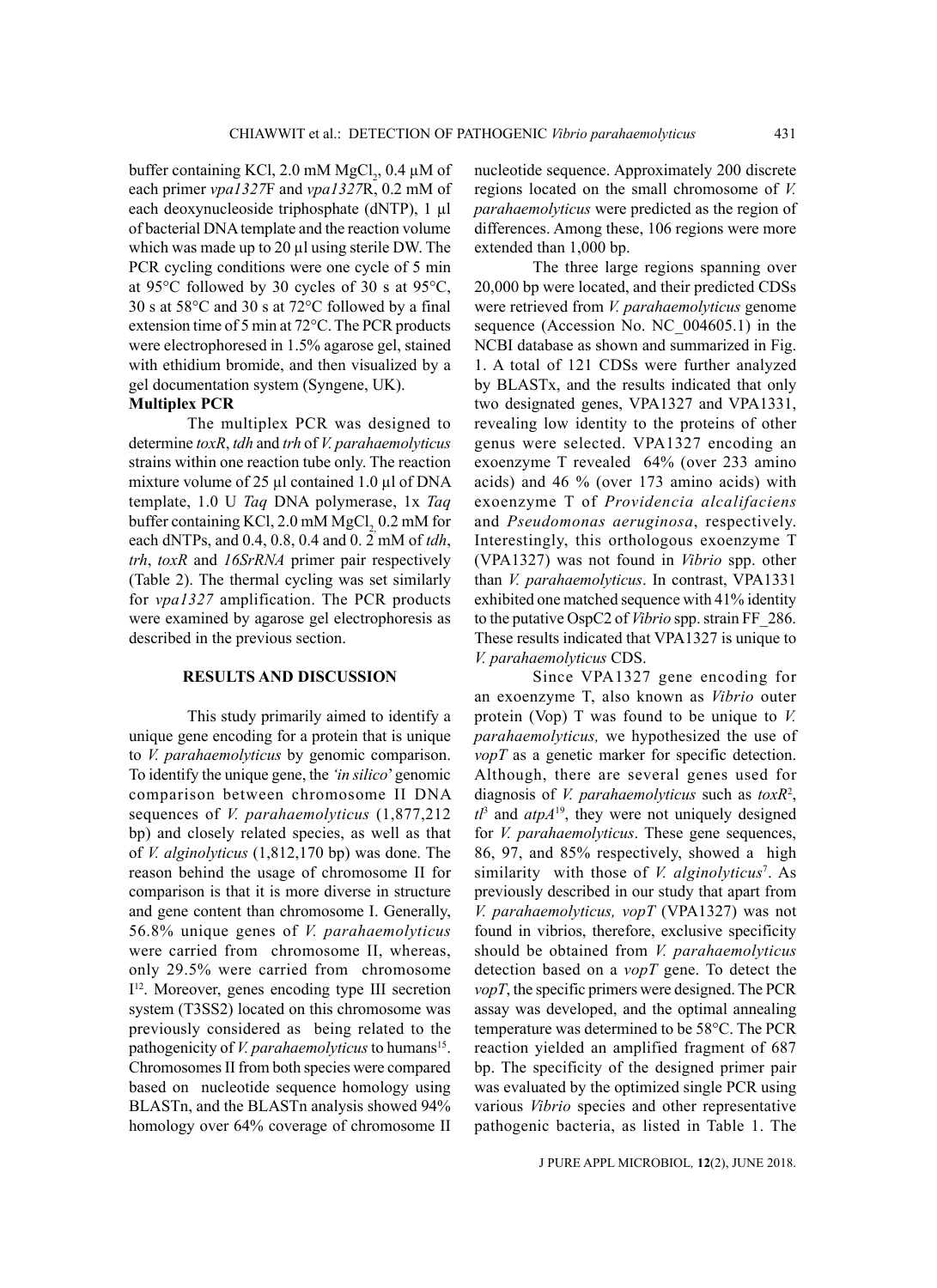buffer containing KCl, 2.0 mM $MgCl_2$, 0.4 µM of each primer *vpa1327*F and *vpa1327*R, 0.2 mM of each deoxynucleoside triphosphate (dNTP), 1 µl of bacterial DNA template and the reaction volume which was made up to 20 µl using sterile DW. The PCR cycling conditions were one cycle of 5 min at 95°C followed by 30 cycles of 30 s at 95°C, 30 s at 58°C and 30 s at 72°C followed by a final extension time of 5 min at 72°C. The PCR products were electrophoresed in 1.5% agarose gel, stained with ethidium bromide, and then visualized by a gel documentation system (Syngene, UK).

**Multiplex PCR**

The multiplex PCR was designed to determine *toxR*, *tdh* and *trh* of *V. parahaemolyticus* strains within one reaction tube only. The reaction mixture volume of 25 µl contained 1.0 µl of DNA template, 1.0 U *Taq* DNA polymerase, 1x *Taq* buffer containing KCl, 2.0 mM $MgCl_2$ 0.2 mM for each dNTPs, and 0.4, 0.8, 0.4 and 0. 2 mM of *tdh*, *trh*, *toxR* and *16SrRNA* primer pair respectively (Table 2). The thermal cycling was set similarly for *vpa1327* amplification. The PCR products were examined by agarose gel electrophoresis as described in the previous section.

## RESULTS AND DISCUSSION

This study primarily aimed to identify a unique gene encoding for a protein that is unique to *V. parahaemolyticus* by genomic comparison. To identify the unique gene, the *'in silico*' genomic comparison between chromosome II DNA sequences of *V. parahaemolyticus* (1,877,212 bp) and closely related species, as well as that of *V. alginolyticus* (1,812,170 bp) was done. The reason behind the usage of chromosome II for comparison is that it is more diverse in structure and gene content than chromosome I. Generally, 56.8% unique genes of *V. parahaemolyticus* were carried from chromosome II, whereas, only 29.5% were carried from chromosome I[12]. Moreover, genes encoding type III secretion system (T3SS2) located on this chromosome was previously considered as being related to the pathogenicity of *V. parahaemolyticus* to humans[15]. Chromosomes II from both species were compared based on nucleotide sequence homology using BLASTn, and the BLASTn analysis showed 94% homology over 64% coverage of chromosome II nucleotide sequence. Approximately 200 discrete regions located on the small chromosome of *V. parahaemolyticus* were predicted as the region of differences. Among these, 106 regions were more extended than 1,000 bp.

The three large regions spanning over 20,000 bp were located, and their predicted CDSs were retrieved from *V. parahaemolyticus* genome sequence (Accession No. NC_004605.1) in the NCBI database as shown and summarized in Fig. 1. A total of 121 CDSs were further analyzed by BLASTx, and the results indicated that only two designated genes, VPA1327 and VPA1331, revealing low identity to the proteins of other genus were selected. VPA1327 encoding an exoenzyme T revealed 64% (over 233 amino acids) and 46 % (over 173 amino acids) with exoenzyme T of *Providencia alcalifaciens* and *Pseudomonas aeruginosa*, respectively. Interestingly, this orthologous exoenzyme T (VPA1327) was not found in *Vibrio* spp. other than *V. parahaemolyticus*. In contrast, VPA1331 exhibited one matched sequence with 41% identity to the putative OspC2 of *Vibrio* spp. strain FF_286. These results indicated that VPA1327 is unique to *V. parahaemolyticus* CDS.

Since VPA1327 gene encoding for an exoenzyme T, also known as *Vibrio* outer protein (Vop) T was found to be unique to *V. parahaemolyticus,* we hypothesized the use of *vopT* as a genetic marker for specific detection. Although, there are several genes used for diagnosis of *V. parahaemolyticus* such as *toxR*[2], *tl*[3] and *atpA*[19], they were not uniquely designed for *V. parahaemolyticus*. These gene sequences, 86, 97, and 85% respectively, showed a high similarity with those of *V. alginolyticus*[7]. As previously described in our study that apart from *V. parahaemolyticus, vopT* (VPA1327) was not found in vibrios, therefore, exclusive specificity should be obtained from *V. parahaemolyticus* detection based on a *vopT* gene. To detect the *vopT*, the specific primers were designed. The PCR assay was developed, and the optimal annealing temperature was determined to be 58°C. The PCR reaction yielded an amplified fragment of 687 bp. The specificity of the designed primer pair was evaluated by the optimized single PCR using various *Vibrio* species and other representative pathogenic bacteria, as listed in Table 1. The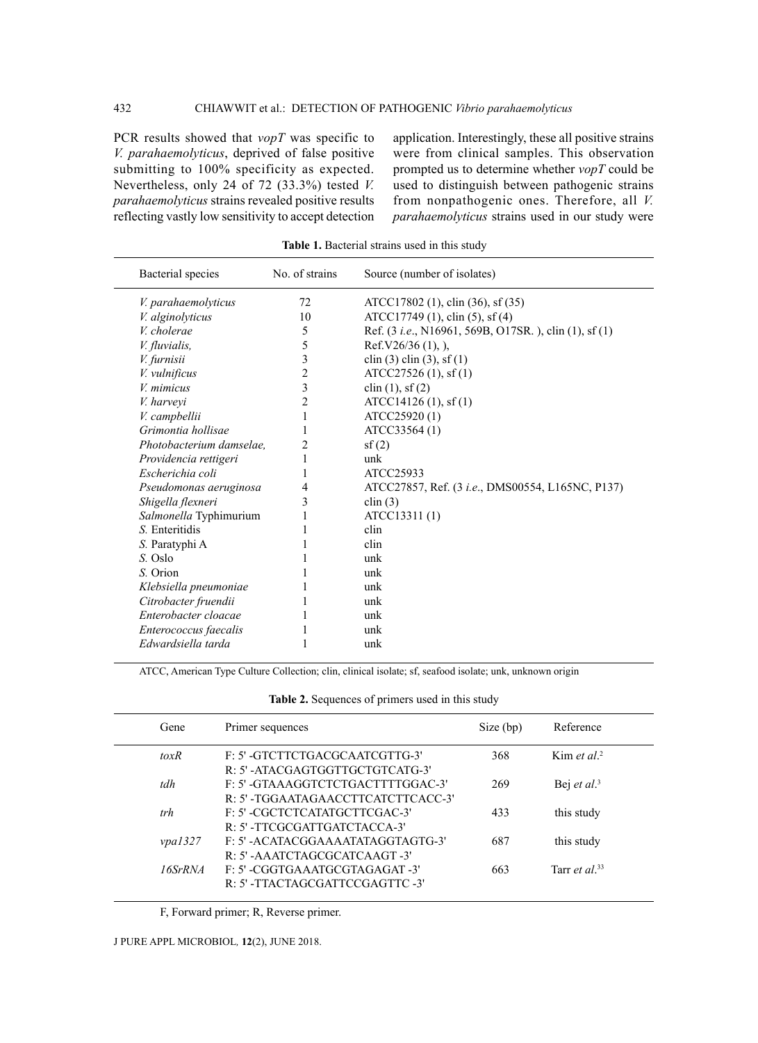PCR results showed that *vopT* was specific to *V. parahaemolyticus*, deprived of false positive submitting to 100% specificity as expected. Nevertheless, only 24 of 72 (33.3%) tested *V. parahaemolyticus* strains revealed positive results reflecting vastly low sensitivity to accept detection application. Interestingly, these all positive strains were from clinical samples. This observation prompted us to determine whether *vopT* could be used to distinguish between pathogenic strains from nonpathogenic ones. Therefore, all *V. parahaemolyticus* strains used in our study were

**Table 1.** Bacterial strains used in this study

| Bacterial species | No. of strains | Source (number of isolates) |
|---|---|---|
| *V. parahaemolyticus* | 72 | ATCC17802 (1), clin (36), sf (35) |
| *V. alginolyticus* | 10 | ATCC17749 (1), clin (5), sf (4) |
| *V. cholerae* | 5 | Ref. (3 *i.e.*, N16961, 569B, O17SR. ), clin (1), sf (1) |
| *V. fluvialis,* | 5 | Ref.V26/36 (1), ), |
| *V. furnisii* | 3 | clin (3) clin (3), sf (1) |
| *V. vulnificus* | 2 | ATCC27526 (1), sf (1) |
| *V. mimicus* | 3 | clin (1), sf (2) |
| *V. harveyi* | 2 | ATCC14126 (1), sf (1) |
| *V. campbellii* | 1 | ATCC25920 (1) |
| *Grimontia hollisae* | 1 | ATCC33564 (1) |
| *Photobacterium damselae,* | 2 | sf (2) |
| *Providencia rettigeri* | 1 | unk |
| *Escherichia coli* | 1 | ATCC25933 |
| *Pseudomonas aeruginosa* | 4 | ATCC27857, Ref. (3 *i.e.*, DMS00554, L165NC, P137) |
| *Shigella flexneri* | 3 | clin (3) |
| *Salmonella* Typhimurium | 1 | ATCC13311 (1) |
| *S.* Enteritidis | 1 | clin |
| *S.* Paratyphi A | 1 | clin |
| *S.* Oslo | 1 | unk |
| *S.* Orion | 1 | unk |
| *Klebsiella pneumoniae* | 1 | unk |
| *Citrobacter fruendii* | 1 | unk |
| *Enterobacter cloacae* | 1 | unk |
| *Enterococcus faecalis* | 1 | unk |
| *Edwardsiella tarda* | 1 | unk |

ATCC, American Type Culture Collection; clin, clinical isolate; sf, seafood isolate; unk, unknown origin

**Table 2.** Sequences of primers used in this study

| Gene | Primer sequences | Size (bp) | Reference |
|---|---|---|---|
| *toxR* | F: 5' -GTCTTCTGACGCAATCGTTG-3'<br>R: 5' -ATACGAGTGGTTGCTGTCATG-3' | 368 | Kim *et al.*[2] |
| *tdh* | F: 5' -GTAAAGGTCTCTGACTTTTGGAC-3'<br>R: 5' -TGGAATAGAACCTTCATCTTCACC-3' | 269 | Bej *et al.*[3] |
| *trh* | F: 5' -CGCTCTCATATGCTTCGAC-3'<br>R: 5' -TTCGCGATTGATCTACCA-3' | 433 | this study |
| *vpa1327* | F: 5' -ACATACGGAAAATATAGGTAGTG-3'<br>R: 5' -AAATCTAGCGCATCAAGT -3' | 687 | this study |
| *16SrRNA* | F: 5' -CGGTGAAATGCGTAGAGAT -3'<br>R: 5' -TTACTAGCGATTCCGAGTTC -3' | 663 | Tarr *et al.*[33] |

F, Forward primer; R, Reverse primer.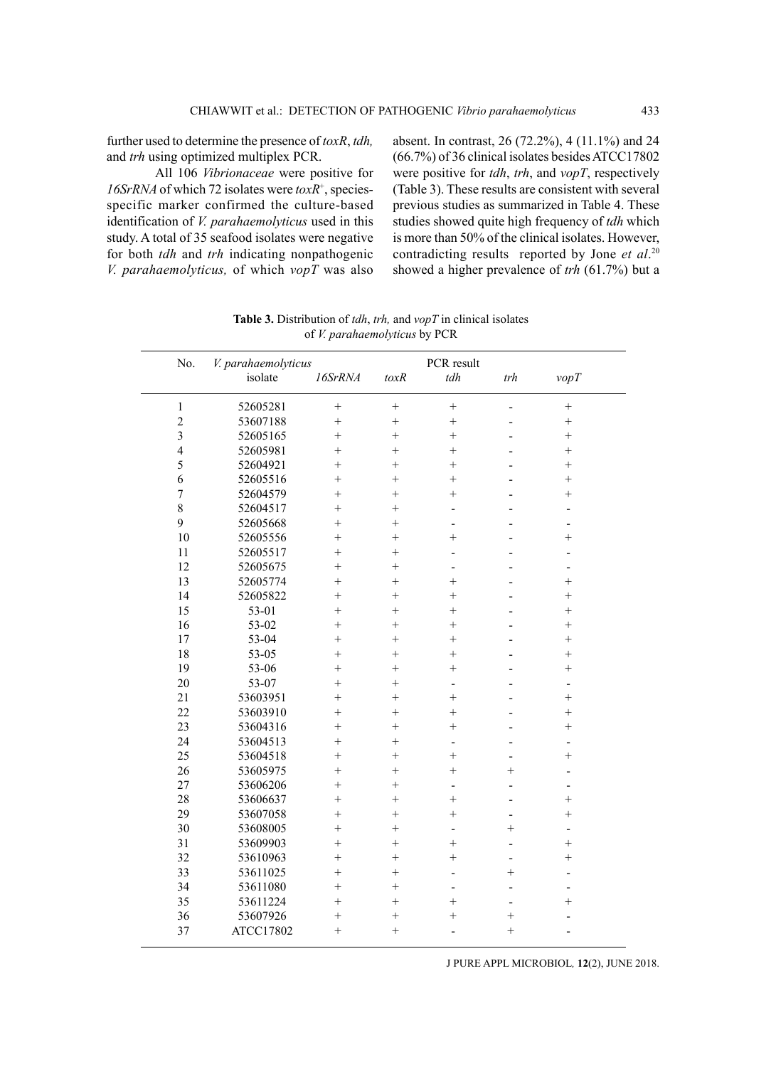further used to determine the presence of *toxR*, *tdh,* and *trh* using optimized multiplex PCR.

All 106 *Vibrionaceae* were positive for *16SrRNA* of which 72 isolates were *toxR*$^{+}$, species-specific marker confirmed the culture-based identification of *V. parahaemolyticus* used in this study. A total of 35 seafood isolates were negative for both *tdh* and *trh* indicating nonpathogenic *V. parahaemolyticus,* of which *vopT* was also absent. In contrast, 26 (72.2%), 4 (11.1%) and 24 (66.7%) of 36 clinical isolates besides ATCC17802 were positive for *tdh*, *trh*, and *vopT*, respectively (Table 3). These results are consistent with several previous studies as summarized in Table 4. These studies showed quite high frequency of *tdh* which is more than 50% of the clinical isolates. However, contradicting results reported by Jone *et al*.[20] showed a higher prevalence of *trh* (61.7%) but a

**Table 3.** Distribution of *tdh*, *trh,* and *vopT* in clinical isolates of *V. parahaemolyticus* by PCR

| No. | *V. parahaemolyticus* isolate | PCR result | | | | |
|---|---|---|---|---|---|---|
| | | *16SrRNA* | *toxR* | *tdh* | *trh* | *vopT* |
| 1 | 52605281 | + | + | + | - | + |
| 2 | 53607188 | + | + | + | - | + |
| 3 | 52605165 | + | + | + | - | + |
| 4 | 52605981 | + | + | + | - | + |
| 5 | 52604921 | + | + | + | - | + |
| 6 | 52605516 | + | + | + | - | + |
| 7 | 52604579 | + | + | + | - | + |
| 8 | 52604517 | + | + | - | - | - |
| 9 | 52605668 | + | + | - | - | - |
| 10 | 52605556 | + | + | + | - | + |
| 11 | 52605517 | + | + | - | - | - |
| 12 | 52605675 | + | + | - | - | - |
| 13 | 52605774 | + | + | + | - | + |
| 14 | 52605822 | + | + | + | - | + |
| 15 | 53-01 | + | + | + | - | + |
| 16 | 53-02 | + | + | + | - | + |
| 17 | 53-04 | + | + | + | - | + |
| 18 | 53-05 | + | + | + | - | + |
| 19 | 53-06 | + | + | + | - | + |
| 20 | 53-07 | + | + | - | - | - |
| 21 | 53603951 | + | + | + | - | + |
| 22 | 53603910 | + | + | + | - | + |
| 23 | 53604316 | + | + | + | - | + |
| 24 | 53604513 | + | + | - | - | - |
| 25 | 53604518 | + | + | + | - | + |
| 26 | 53605975 | + | + | + | + | - |
| 27 | 53606206 | + | + | - | - | - |
| 28 | 53606637 | + | + | + | - | + |
| 29 | 53607058 | + | + | + | - | + |
| 30 | 53608005 | + | + | - | + | - |
| 31 | 53609903 | + | + | + | - | + |
| 32 | 53610963 | + | + | + | - | + |
| 33 | 53611025 | + | + | - | + | - |
| 34 | 53611080 | + | + | - | - | - |
| 35 | 53611224 | + | + | + | - | + |
| 36 | 53607926 | + | + | + | + | - |
| 37 | ATCC17802 | + | + | - | + | - |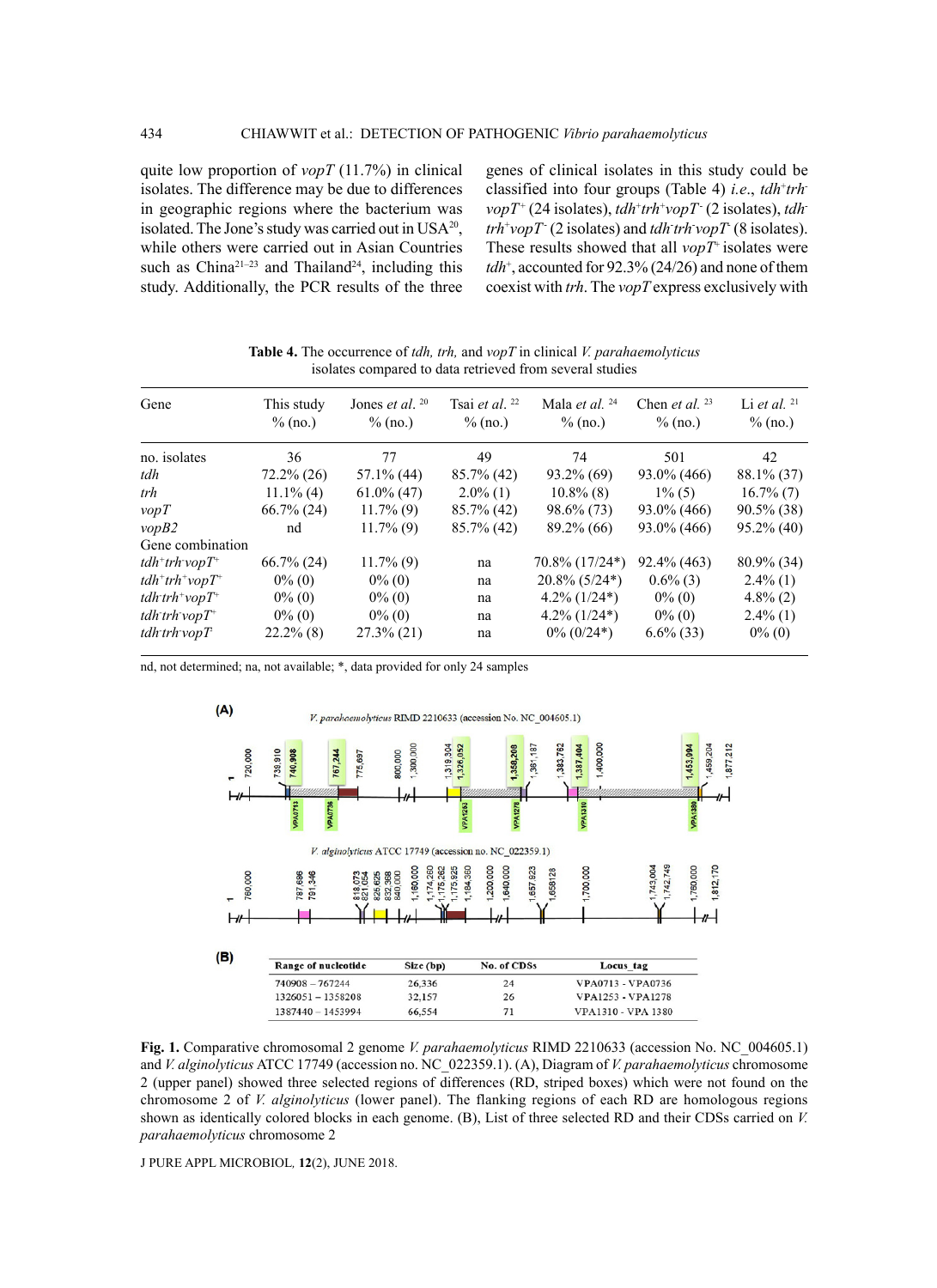quite low proportion of *vopT* (11.7%) in clinical isolates. The difference may be due to differences in geographic regions where the bacterium was isolated. The Jone's study was carried out in USA[20], while others were carried out in Asian Countries such as China[21–23] and Thailand[24], including this study. Additionally, the PCR results of the three genes of clinical isolates in this study could be classified into four groups (Table 4) *i.e.*, *tdh*$^+$*trh*$^-$*vopT*$^+$ (24 isolates), *tdh*$^+$*trh*$^+$*vopT*$^-$ (2 isolates), *tdh*$^-$*trh*$^+$*vopT*$^-$ (2 isolates) and *tdh*$^-$*trh*$^-$*vopT*$^-$ (8 isolates). These results showed that all *vopT*$^+$ isolates were *tdh*$^+$, accounted for 92.3% (24/26) and none of them coexist with *trh*. The *vopT* express exclusively with

**Table 4.** The occurrence of *tdh, trh,* and *vopT* in clinical *V. parahaemolyticus* isolates compared to data retrieved from several studies

| Gene | This study % (no.) | Jones *et al.* [20] % (no.) | Tsai *et al.* [22] % (no.) | Mala *et al.* [24] % (no.) | Chen *et al.* [23] % (no.) | Li *et al.* [21] % (no.) |
|---|---|---|---|---|---|---|
| no. isolates | 36 | 77 | 49 | 74 | 501 | 42 |
| *tdh* | 72.2% (26) | 57.1% (44) | 85.7% (42) | 93.2% (69) | 93.0% (466) | 88.1% (37) |
| *trh* | 11.1% (4) | 61.0% (47) | 2.0% (1) | 10.8% (8) | 1% (5) | 16.7% (7) |
| *vopT* | 66.7% (24) | 11.7% (9) | 85.7% (42) | 98.6% (73) | 93.0% (466) | 90.5% (38) |
| *vopB2* | nd | 11.7% (9) | 85.7% (42) | 89.2% (66) | 93.0% (466) | 95.2% (40) |
| Gene combination | | | | | | |
| *tdh*$^+$*trh*$^-$*vopT*$^+$ | 66.7% (24) | 11.7% (9) | na | 70.8% (17/24*) | 92.4% (463) | 80.9% (34) |
| *tdh*$^+$*trh*$^+$*vopT*$^+$ | 0% (0) | 0% (0) | na | 20.8% (5/24*) | 0.6% (3) | 2.4% (1) |
| *tdh*$^-$*trh*$^+$*vopT*$^+$ | 0% (0) | 0% (0) | na | 4.2% (1/24*) | 0% (0) | 4.8% (2) |
| *tdh*$^-$*trh*$^-$*vopT*$^+$ | 0% (0) | 0% (0) | na | 4.2% (1/24*) | 0% (0) | 2.4% (1) |
| *tdh*$^-$*trh*$^-$*vopT*$^-$ | 22.2% (8) | 27.3% (21) | na | 0% (0/24*) | 6.6% (33) | 0% (0) |

nd, not determined; na, not available; *, data provided for only 24 samples

(B)

| Range of nucleotide | Size (bp) | No. of CDSs | Locus_tag |
|---|---|---|---|
| 740908 – 767244 | 26,336 | 24 | VPA0713 - VPA0736 |
| 1326051 – 1358208 | 32,157 | 26 | VPA1253 - VPA1278 |
| 1387440 – 1453994 | 66,554 | 71 | VPA1310 - VPA 1380 |

**Fig. 1.** Comparative chromosomal 2 genome *V. parahaemolyticus* RIMD 2210633 (accession No. NC_004605.1) and *V. alginolyticus* ATCC 17749 (accession no. NC_022359.1). (A), Diagram of *V. parahaemolyticus* chromosome 2 (upper panel) showed three selected regions of differences (RD, striped boxes) which were not found on the chromosome 2 of *V. alginolyticus* (lower panel). The flanking regions of each RD are homologous regions shown as identically colored blocks in each genome. (B), List of three selected RD and their CDSs carried on *V. parahaemolyticus* chromosome 2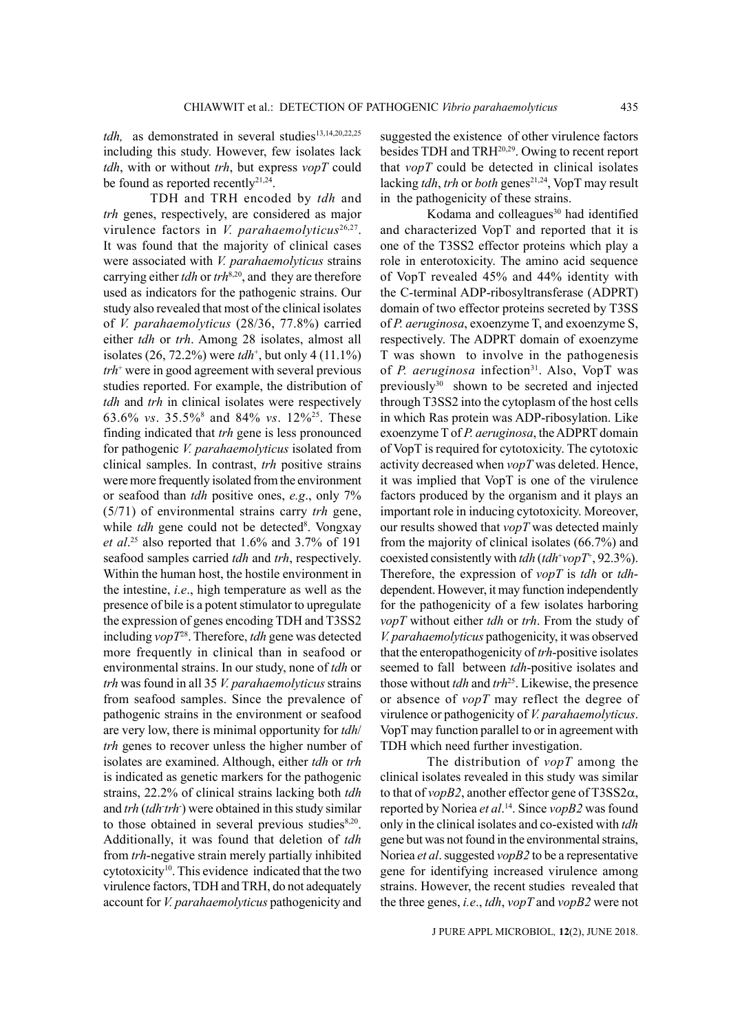*tdh,* as demonstrated in several studies[13,14,20,22,25] including this study. However, few isolates lack *tdh*, with or without *trh*, but express *vopT* could be found as reported recently[21,24].

TDH and TRH encoded by *tdh* and *trh* genes, respectively, are considered as major virulence factors in *V. parahaemolyticus*[26,27]. It was found that the majority of clinical cases were associated with *V. parahaemolyticus* strains carrying either *tdh* or *trh*[8,20], and they are therefore used as indicators for the pathogenic strains. Our study also revealed that most of the clinical isolates of *V. parahaemolyticus* (28/36, 77.8%) carried either *tdh* or *trh*. Among 28 isolates, almost all isolates (26, 72.2%) were *tdh*+, but only 4 (11.1%) *trh*+ were in good agreement with several previous studies reported. For example, the distribution of *tdh* and *trh* in clinical isolates were respectively 63.6% *vs*. 35.5%[8] and 84% *vs*. 12%[25]. These finding indicated that *trh* gene is less pronounced for pathogenic *V. parahaemolyticus* isolated from clinical samples. In contrast, *trh* positive strains were more frequently isolated from the environment or seafood than *tdh* positive ones, *e.g*., only 7% (5/71) of environmental strains carry *trh* gene, while *tdh* gene could not be detected[8]. Vongxay *et al*.[25] also reported that 1.6% and 3.7% of 191 seafood samples carried *tdh* and *trh*, respectively. Within the human host, the hostile environment in the intestine, *i.e*., high temperature as well as the presence of bile is a potent stimulator to upregulate the expression of genes encoding TDH and T3SS2 including *vopT*[28]. Therefore, *tdh* gene was detected more frequently in clinical than in seafood or environmental strains. In our study, none of *tdh* or *trh* was found in all 35 *V. parahaemolyticus* strains from seafood samples. Since the prevalence of pathogenic strains in the environment or seafood are very low, there is minimal opportunity for *tdh*/*trh* genes to recover unless the higher number of isolates are examined. Although, either *tdh* or *trh* is indicated as genetic markers for the pathogenic strains, 22.2% of clinical strains lacking both *tdh* and *trh* (*tdh*-*trh*-) were obtained in this study similar to those obtained in several previous studies[8,20]. Additionally, it was found that deletion of *tdh* from *trh*-negative strain merely partially inhibited cytotoxicity[10]. This evidence indicated that the two virulence factors, TDH and TRH, do not adequately account for *V. parahaemolyticus* pathogenicity and suggested the existence of other virulence factors besides TDH and TRH[20,29]. Owing to recent report that *vopT* could be detected in clinical isolates lacking *tdh*, *trh* or *both* genes[21,24], VopT may result in the pathogenicity of these strains.

Kodama and colleagues[30] had identified and characterized VopT and reported that it is one of the T3SS2 effector proteins which play a role in enterotoxicity. The amino acid sequence of VopT revealed 45% and 44% identity with the C-terminal ADP-ribosyltransferase (ADPRT) domain of two effector proteins secreted by T3SS of *P. aeruginosa*, exoenzyme T, and exoenzyme S, respectively. The ADPRT domain of exoenzyme T was shown to involve in the pathogenesis of *P. aeruginosa* infection[31]. Also, VopT was previously[30] shown to be secreted and injected through T3SS2 into the cytoplasm of the host cells in which Ras protein was ADP-ribosylation. Like exoenzyme T of *P. aeruginosa*, the ADPRT domain of VopT is required for cytotoxicity. The cytotoxic activity decreased when *vopT* was deleted. Hence, it was implied that VopT is one of the virulence factors produced by the organism and it plays an important role in inducing cytotoxicity. Moreover, our results showed that *vopT* was detected mainly from the majority of clinical isolates (66.7%) and coexisted consistently with *tdh* (*tdh*+*vopT*+, 92.3%). Therefore, the expression of *vopT* is *tdh* or *tdh*-dependent. However, it may function independently for the pathogenicity of a few isolates harboring *vopT* without either *tdh* or *trh*. From the study of *V. parahaemolyticus* pathogenicity, it was observed that the enteropathogenicity of *trh*-positive isolates seemed to fall between *tdh*-positive isolates and those without *tdh* and *trh*[25]. Likewise, the presence or absence of *vopT* may reflect the degree of virulence or pathogenicity of *V. parahaemolyticus*. VopT may function parallel to or in agreement with TDH which need further investigation.

The distribution of *vopT* among the clinical isolates revealed in this study was similar to that of *vopB2*, another effector gene of T3SS2α, reported by Noriea *et al*.[14]. Since *vopB2* was found only in the clinical isolates and co-existed with *tdh* gene but was not found in the environmental strains, Noriea *et al*. suggested *vopB2* to be a representative gene for identifying increased virulence among strains. However, the recent studies revealed that the three genes, *i.e*., *tdh*, *vopT* and *vopB2* were not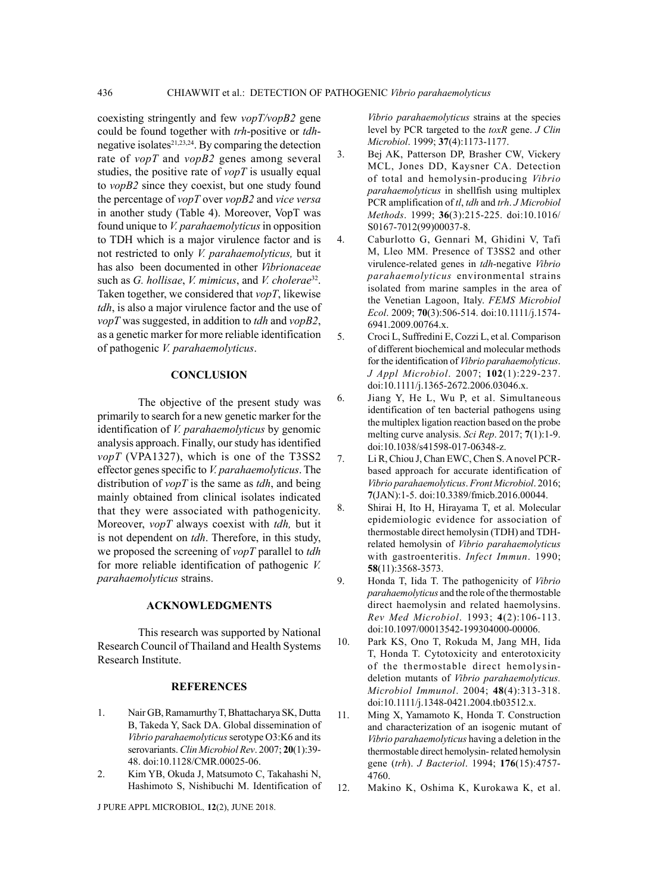coexisting stringently and few *vopT/vopB2* gene could be found together with *trh*-positive or *tdh*-negative isolates[21,23,24]. By comparing the detection rate of *vopT* and *vopB2* genes among several studies, the positive rate of *vopT* is usually equal to *vopB2* since they coexist, but one study found the percentage of *vopT* over *vopB2* and *vice versa* in another study (Table 4). Moreover, VopT was found unique to *V. parahaemolyticus* in opposition to TDH which is a major virulence factor and is not restricted to only *V. parahaemolyticus,* but it has also been documented in other *Vibrionaceae* such as *G. hollisae*, *V. mimicus*, and *V. cholerae*[32]. Taken together, we considered that *vopT*, likewise *tdh*, is also a major virulence factor and the use of *vopT* was suggested, in addition to *tdh* and *vopB2*, as a genetic marker for more reliable identification of pathogenic *V. parahaemolyticus*.

## CONCLUSION

The objective of the present study was primarily to search for a new genetic marker for the identification of *V. parahaemolyticus* by genomic analysis approach. Finally, our study has identified *vopT* (VPA1327), which is one of the T3SS2 effector genes specific to *V. parahaemolyticus*. The distribution of *vopT* is the same as *tdh*, and being mainly obtained from clinical isolates indicated that they were associated with pathogenicity. Moreover, *vopT* always coexist with *tdh,* but it is not dependent on *tdh*. Therefore, in this study, we proposed the screening of *vopT* parallel to *tdh* for more reliable identification of pathogenic *V. parahaemolyticus* strains.

## ACKNOWLEDGMENTS

This research was supported by National Research Council of Thailand and Health Systems Research Institute.

## REFERENCES

1. Nair GB, Ramamurthy T, Bhattacharya SK, Dutta B, Takeda Y, Sack DA. Global dissemination of *Vibrio parahaemolyticus* serotype O3:K6 and its serovariants. *Clin Microbiol Rev*. 2007; **20**(1):39-48. doi:10.1128/CMR.00025-06.
2. Kim YB, Okuda J, Matsumoto C, Takahashi N, Hashimoto S, Nishibuchi M. Identification of *Vibrio parahaemolyticus* strains at the species level by PCR targeted to the *toxR* gene. *J Clin Microbiol*. 1999; **37**(4):1173-1177.
3. Bej AK, Patterson DP, Brasher CW, Vickery MCL, Jones DD, Kaysner CA. Detection of total and hemolysin-producing *Vibrio parahaemolyticus* in shellfish using multiplex PCR amplification of *tl*, *tdh* and *trh*. *J Microbiol Methods*. 1999; **36**(3):215-225. doi:10.1016/S0167-7012(99)00037-8.
4. Caburlotto G, Gennari M, Ghidini V, Tafi M, Lleo MM. Presence of T3SS2 and other virulence-related genes in *tdh*-negative *Vibrio parahaemolyticus* environmental strains isolated from marine samples in the area of the Venetian Lagoon, Italy. *FEMS Microbiol Ecol*. 2009; **70**(3):506-514. doi:10.1111/j.1574-6941.2009.00764.x.
5. Croci L, Suffredini E, Cozzi L, et al. Comparison of different biochemical and molecular methods for the identification of *Vibrio parahaemolyticus*. *J Appl Microbiol*. 2007; **102**(1):229-237. doi:10.1111/j.1365-2672.2006.03046.x.
6. Jiang Y, He L, Wu P, et al. Simultaneous identification of ten bacterial pathogens using the multiplex ligation reaction based on the probe melting curve analysis. *Sci Rep*. 2017; **7**(1):1-9. doi:10.1038/s41598-017-06348-z.
7. Li R, Chiou J, Chan EWC, Chen S. A novel PCR-based approach for accurate identification of *Vibrio parahaemolyticus*. *Front Microbiol*. 2016; **7**(JAN):1-5. doi:10.3389/fmicb.2016.00044.
8. Shirai H, Ito H, Hirayama T, et al. Molecular epidemiologic evidence for association of thermostable direct hemolysin (TDH) and TDH-related hemolysin of *Vibrio parahaemolyticus* with gastroenteritis. *Infect Immun*. 1990; **58**(11):3568-3573.
9. Honda T, Iida T. The pathogenicity of *Vibrio parahaemolyticus* and the role of the thermostable direct haemolysin and related haemolysins. *Rev Med Microbiol*. 1993; **4**(2):106-113. doi:10.1097/00013542-199304000-00006.
10. Park KS, Ono T, Rokuda M, Jang MH, Iida T, Honda T. Cytotoxicity and enterotoxicity of the thermostable direct hemolysin-deletion mutants of *Vibrio parahaemolyticus.* *Microbiol Immunol*. 2004; **48**(4):313-318. doi:10.1111/j.1348-0421.2004.tb03512.x.
11. Ming X, Yamamoto K, Honda T. Construction and characterization of an isogenic mutant of *Vibrio parahaemolyticus* having a deletion in the thermostable direct hemolysin- related hemolysin gene (*trh*). *J Bacteriol*. 1994; **176**(15):4757-4760.
12. Makino K, Oshima K, Kurokawa K, et al.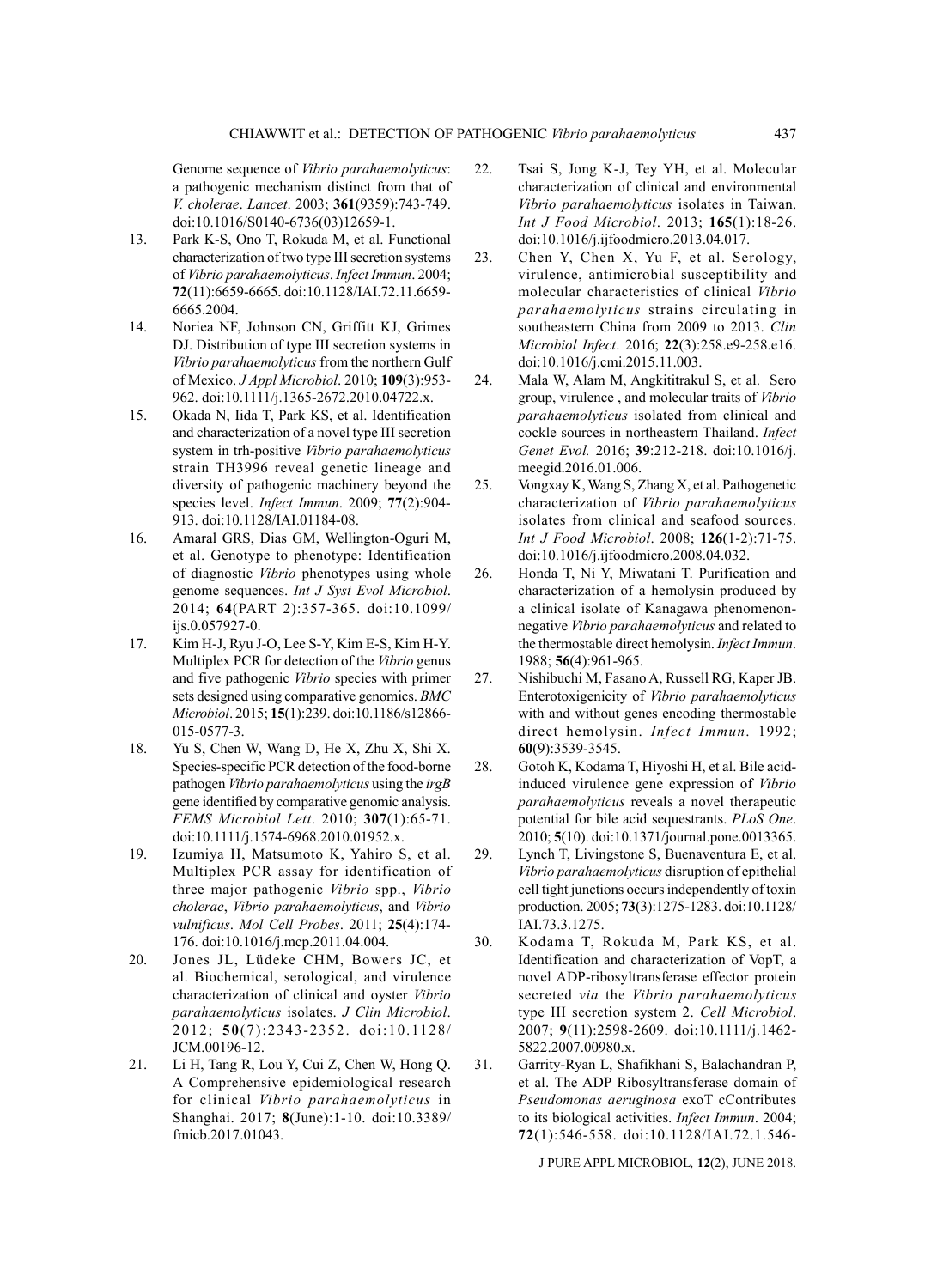Genome sequence of *Vibrio parahaemolyticus*: a pathogenic mechanism distinct from that of *V. cholerae*. *Lancet*. 2003; **361**(9359):743-749. doi:10.1016/S0140-6736(03)12659-1.

13. Park K-S, Ono T, Rokuda M, et al. Functional characterization of two type III secretion systems of *Vibrio parahaemolyticus*. *Infect Immun*. 2004; **72**(11):6659-6665. doi:10.1128/IAI.72.11.6659-6665.2004.
14. Noriea NF, Johnson CN, Griffitt KJ, Grimes DJ. Distribution of type III secretion systems in *Vibrio parahaemolyticus* from the northern Gulf of Mexico. *J Appl Microbiol*. 2010; **109**(3):953-962. doi:10.1111/j.1365-2672.2010.04722.x.
15. Okada N, Iida T, Park KS, et al. Identification and characterization of a novel type III secretion system in trh-positive *Vibrio parahaemolyticus* strain TH3996 reveal genetic lineage and diversity of pathogenic machinery beyond the species level. *Infect Immun*. 2009; **77**(2):904-913. doi:10.1128/IAI.01184-08.
16. Amaral GRS, Dias GM, Wellington-Oguri M, et al. Genotype to phenotype: Identification of diagnostic *Vibrio* phenotypes using whole genome sequences. *Int J Syst Evol Microbiol*. 2014; **64**(PART 2):357-365. doi:10.1099/ijs.0.057927-0.
17. Kim H-J, Ryu J-O, Lee S-Y, Kim E-S, Kim H-Y. Multiplex PCR for detection of the *Vibrio* genus and five pathogenic *Vibrio* species with primer sets designed using comparative genomics. *BMC Microbiol*. 2015; **15**(1):239. doi:10.1186/s12866-015-0577-3.
18. Yu S, Chen W, Wang D, He X, Zhu X, Shi X. Species-specific PCR detection of the food-borne pathogen *Vibrio parahaemolyticus* using the *irgB* gene identified by comparative genomic analysis. *FEMS Microbiol Lett*. 2010; **307**(1):65-71. doi:10.1111/j.1574-6968.2010.01952.x.
19. Izumiya H, Matsumoto K, Yahiro S, et al. Multiplex PCR assay for identification of three major pathogenic *Vibrio* spp., *Vibrio cholerae*, *Vibrio parahaemolyticus*, and *Vibrio vulnificus*. *Mol Cell Probes*. 2011; **25**(4):174-176. doi:10.1016/j.mcp.2011.04.004.
20. Jones JL, Lüdeke CHM, Bowers JC, et al. Biochemical, serological, and virulence characterization of clinical and oyster *Vibrio parahaemolyticus* isolates. *J Clin Microbiol*. 2012; **50**(7):2343-2352. doi:10.1128/JCM.00196-12.
21. Li H, Tang R, Lou Y, Cui Z, Chen W, Hong Q. A Comprehensive epidemiological research for clinical *Vibrio parahaemolyticus* in Shanghai. 2017; **8**(June):1-10. doi:10.3389/fmicb.2017.01043.
22. Tsai S, Jong K-J, Tey YH, et al. Molecular characterization of clinical and environmental *Vibrio parahaemolyticus* isolates in Taiwan. *Int J Food Microbiol*. 2013; **165**(1):18-26. doi:10.1016/j.ijfoodmicro.2013.04.017.
23. Chen Y, Chen X, Yu F, et al. Serology, virulence, antimicrobial susceptibility and molecular characteristics of clinical *Vibrio parahaemolyticus* strains circulating in southeastern China from 2009 to 2013. *Clin Microbiol Infect*. 2016; **22**(3):258.e9-258.e16. doi:10.1016/j.cmi.2015.11.003.
24. Mala W, Alam M, Angkititrakul S, et al. Sero group, virulence , and molecular traits of *Vibrio parahaemolyticus* isolated from clinical and cockle sources in northeastern Thailand. *Infect Genet Evol.* 2016; **39**:212-218. doi:10.1016/j.meegid.2016.01.006.
25. Vongxay K, Wang S, Zhang X, et al. Pathogenetic characterization of *Vibrio parahaemolyticus* isolates from clinical and seafood sources. *Int J Food Microbiol*. 2008; **126**(1-2):71-75. doi:10.1016/j.ijfoodmicro.2008.04.032.
26. Honda T, Ni Y, Miwatani T. Purification and characterization of a hemolysin produced by a clinical isolate of Kanagawa phenomenon-negative *Vibrio parahaemolyticus* and related to the thermostable direct hemolysin. *Infect Immun*. 1988; **56**(4):961-965.
27. Nishibuchi M, Fasano A, Russell RG, Kaper JB. Enterotoxigenicity of *Vibrio parahaemolyticus* with and without genes encoding thermostable direct hemolysin. *Infect Immun*. 1992; **60**(9):3539-3545.
28. Gotoh K, Kodama T, Hiyoshi H, et al. Bile acid-induced virulence gene expression of *Vibrio parahaemolyticus* reveals a novel therapeutic potential for bile acid sequestrants. *PLoS One*. 2010; **5**(10). doi:10.1371/journal.pone.0013365.
29. Lynch T, Livingstone S, Buenaventura E, et al. *Vibrio parahaemolyticus* disruption of epithelial cell tight junctions occurs independently of toxin production. 2005; **73**(3):1275-1283. doi:10.1128/IAI.73.3.1275.
30. Kodama T, Rokuda M, Park KS, et al. Identification and characterization of VopT, a novel ADP-ribosyltransferase effector protein secreted *via* the *Vibrio parahaemolyticus* type III secretion system 2. *Cell Microbiol*. 2007; **9**(11):2598-2609. doi:10.1111/j.1462-5822.2007.00980.x.
31. Garrity-Ryan L, Shafikhani S, Balachandran P, et al. The ADP Ribosyltransferase domain of *Pseudomonas aeruginosa* exoT cContributes to its biological activities. *Infect Immun*. 2004; **72**(1):546-558. doi:10.1128/IAI.72.1.546-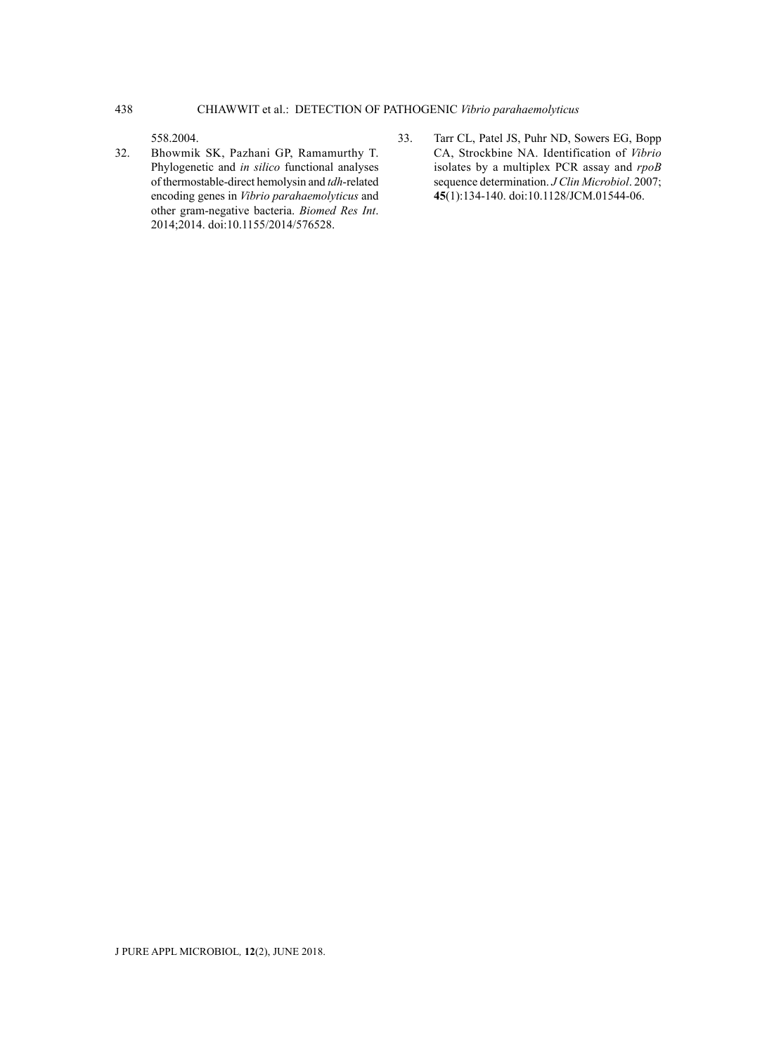558.2004.

32. Bhowmik SK, Pazhani GP, Ramamurthy T. Phylogenetic and *in silico* functional analyses of thermostable-direct hemolysin and *tdh*-related encoding genes in *Vibrio parahaemolyticus* and other gram-negative bacteria. *Biomed Res Int*. 2014;2014. doi:10.1155/2014/576528.

33. Tarr CL, Patel JS, Puhr ND, Sowers EG, Bopp CA, Strockbine NA. Identification of *Vibrio* isolates by a multiplex PCR assay and *rpoB* sequence determination. *J Clin Microbiol*. 2007; **45**(1):134-140. doi:10.1128/JCM.01544-06.